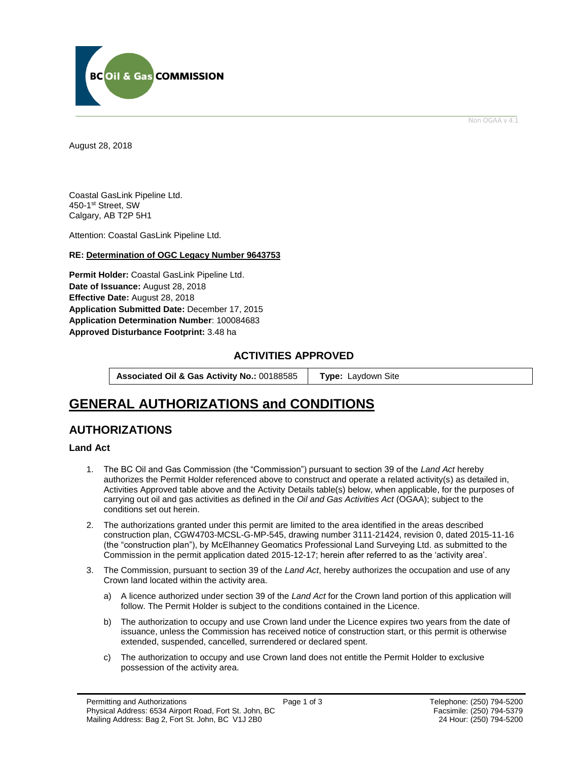Non OGAA v 4.1

August 28, 2018

Coastal GasLink Pipeline Ltd.
450-1st Street, SW
Calgary, AB T2P 5H1

Attention: Coastal GasLink Pipeline Ltd.

**RE: Determination of OGC Legacy Number 9643753**

**Permit Holder:** Coastal GasLink Pipeline Ltd.
**Date of Issuance:** August 28, 2018
**Effective Date:** August 28, 2018
**Application Submitted Date:** December 17, 2015
**Application Determination Number**: 100084683
**Approved Disturbance Footprint:** 3.48 ha

## ACTIVITIES APPROVED

| **Associated Oil & Gas Activity No.:** 00188585 | **Type:** Laydown Site |
|---|---|

# GENERAL AUTHORIZATIONS and CONDITIONS

## AUTHORIZATIONS

### Land Act

1. The BC Oil and Gas Commission (the "Commission") pursuant to section 39 of the *Land Act* hereby authorizes the Permit Holder referenced above to construct and operate a related activity(s) as detailed in, Activities Approved table above and the Activity Details table(s) below, when applicable, for the purposes of carrying out oil and gas activities as defined in the *Oil and Gas Activities Act* (OGAA); subject to the conditions set out herein.
2. The authorizations granted under this permit are limited to the area identified in the areas described construction plan, CGW4703-MCSL-G-MP-545, drawing number 3111-21424, revision 0, dated 2015-11-16 (the "construction plan"), by McElhanney Geomatics Professional Land Surveying Ltd. as submitted to the Commission in the permit application dated 2015-12-17; herein after referred to as the 'activity area'.
3. The Commission, pursuant to section 39 of the *Land Act*, hereby authorizes the occupation and use of any Crown land located within the activity area.
   a) A licence authorized under section 39 of the *Land Act* for the Crown land portion of this application will follow. The Permit Holder is subject to the conditions contained in the Licence.
   b) The authorization to occupy and use Crown land under the Licence expires two years from the date of issuance, unless the Commission has received notice of construction start, or this permit is otherwise extended, suspended, cancelled, surrendered or declared spent.
   c) The authorization to occupy and use Crown land does not entitle the Permit Holder to exclusive possession of the activity area.

Permitting and Authorizations
Physical Address: 6534 Airport Road, Fort St. John, BC
Mailing Address: Bag 2, Fort St. John, BC V1J 2B0

Telephone: (250) 794-5200
Facsimile: (250) 794-5379
24 Hour: (250) 794-5200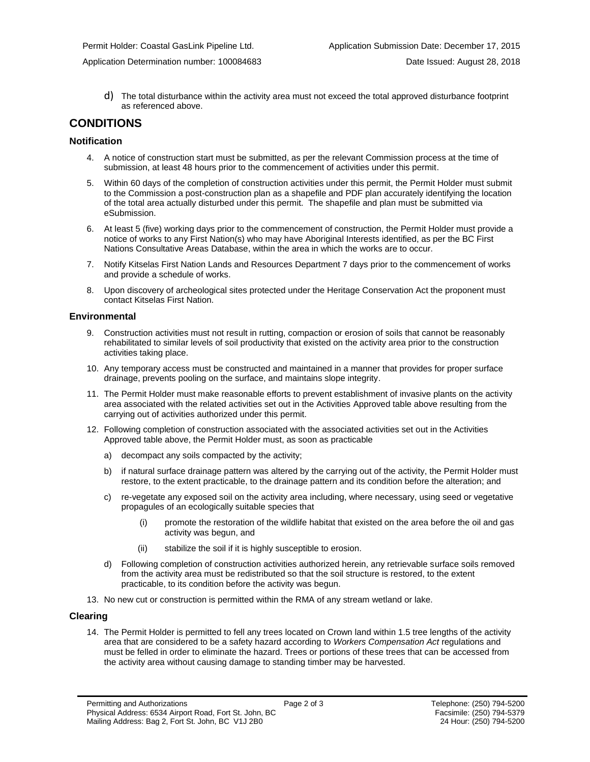d) The total disturbance within the activity area must not exceed the total approved disturbance footprint as referenced above.

## CONDITIONS

### Notification

4. A notice of construction start must be submitted, as per the relevant Commission process at the time of submission, at least 48 hours prior to the commencement of activities under this permit.

5. Within 60 days of the completion of construction activities under this permit, the Permit Holder must submit to the Commission a post-construction plan as a shapefile and PDF plan accurately identifying the location of the total area actually disturbed under this permit. The shapefile and plan must be submitted via eSubmission.

6. At least 5 (five) working days prior to the commencement of construction, the Permit Holder must provide a notice of works to any First Nation(s) who may have Aboriginal Interests identified, as per the BC First Nations Consultative Areas Database, within the area in which the works are to occur.

7. Notify Kitselas First Nation Lands and Resources Department 7 days prior to the commencement of works and provide a schedule of works.

8. Upon discovery of archeological sites protected under the Heritage Conservation Act the proponent must contact Kitselas First Nation.

### Environmental

9. Construction activities must not result in rutting, compaction or erosion of soils that cannot be reasonably rehabilitated to similar levels of soil productivity that existed on the activity area prior to the construction activities taking place.

10. Any temporary access must be constructed and maintained in a manner that provides for proper surface drainage, prevents pooling on the surface, and maintains slope integrity.

11. The Permit Holder must make reasonable efforts to prevent establishment of invasive plants on the activity area associated with the related activities set out in the Activities Approved table above resulting from the carrying out of activities authorized under this permit.

12. Following completion of construction associated with the associated activities set out in the Activities Approved table above, the Permit Holder must, as soon as practicable

    a) decompact any soils compacted by the activity;

    b) if natural surface drainage pattern was altered by the carrying out of the activity, the Permit Holder must restore, to the extent practicable, to the drainage pattern and its condition before the alteration; and

    c) re-vegetate any exposed soil on the activity area including, where necessary, using seed or vegetative propagules of an ecologically suitable species that

        (i) promote the restoration of the wildlife habitat that existed on the area before the oil and gas activity was begun, and

        (ii) stabilize the soil if it is highly susceptible to erosion.

    d) Following completion of construction activities authorized herein, any retrievable surface soils removed from the activity area must be redistributed so that the soil structure is restored, to the extent practicable, to its condition before the activity was begun.

13. No new cut or construction is permitted within the RMA of any stream wetland or lake.

### Clearing

14. The Permit Holder is permitted to fell any trees located on Crown land within 1.5 tree lengths of the activity area that are considered to be a safety hazard according to *Workers Compensation Act* regulations and must be felled in order to eliminate the hazard. Trees or portions of these trees that can be accessed from the activity area without causing damage to standing timber may be harvested.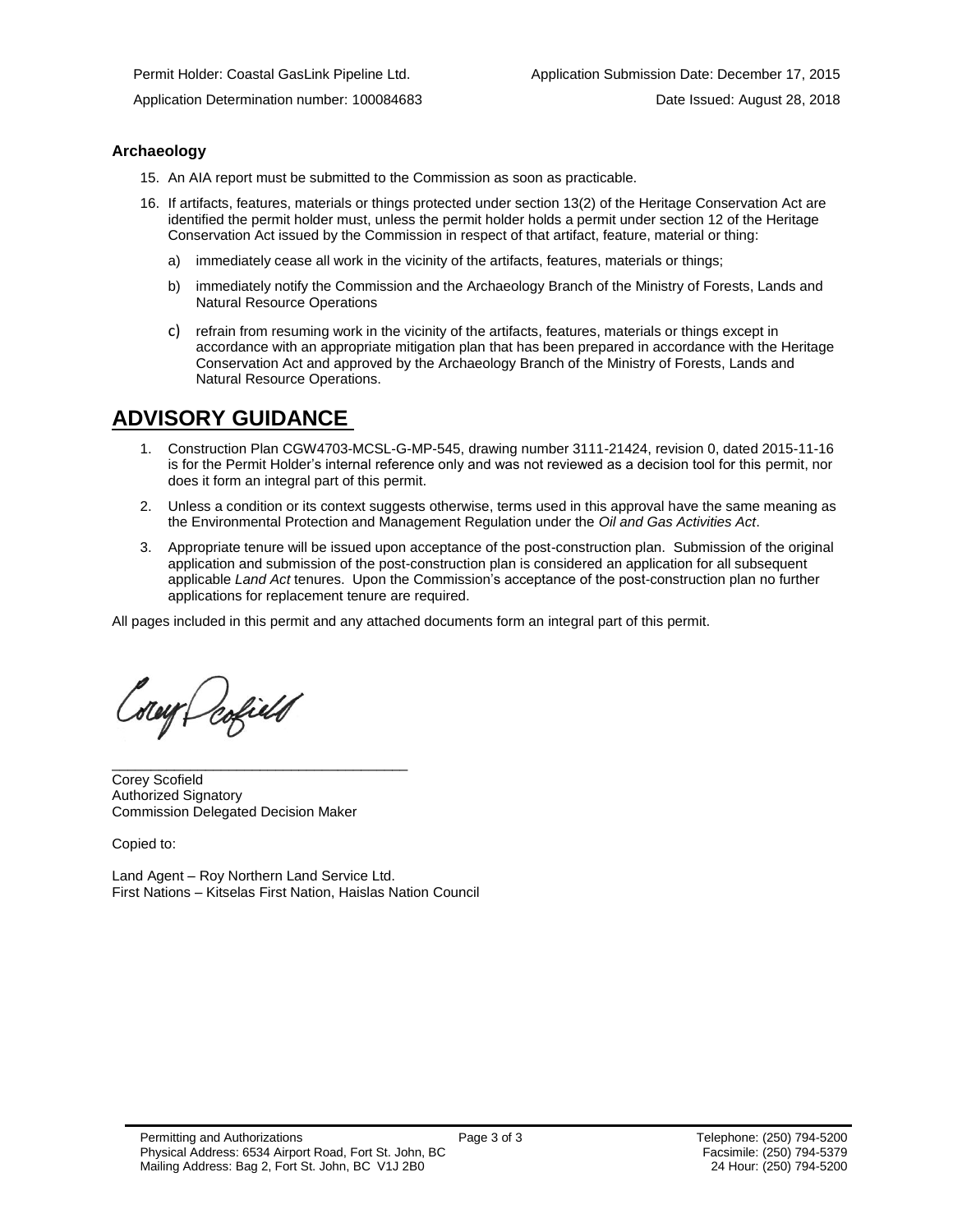### Archaeology

15. An AIA report must be submitted to the Commission as soon as practicable.
16. If artifacts, features, materials or things protected under section 13(2) of the Heritage Conservation Act are identified the permit holder must, unless the permit holder holds a permit under section 12 of the Heritage Conservation Act issued by the Commission in respect of that artifact, feature, material or thing:
    a) immediately cease all work in the vicinity of the artifacts, features, materials or things;
    b) immediately notify the Commission and the Archaeology Branch of the Ministry of Forests, Lands and Natural Resource Operations
    c) refrain from resuming work in the vicinity of the artifacts, features, materials or things except in accordance with an appropriate mitigation plan that has been prepared in accordance with the Heritage Conservation Act and approved by the Archaeology Branch of the Ministry of Forests, Lands and Natural Resource Operations.

# ADVISORY GUIDANCE

1. Construction Plan CGW4703-MCSL-G-MP-545, drawing number 3111-21424, revision 0, dated 2015-11-16 is for the Permit Holder's internal reference only and was not reviewed as a decision tool for this permit, nor does it form an integral part of this permit.
2. Unless a condition or its context suggests otherwise, terms used in this approval have the same meaning as the Environmental Protection and Management Regulation under the *Oil and Gas Activities Act*.
3. Appropriate tenure will be issued upon acceptance of the post-construction plan. Submission of the original application and submission of the post-construction plan is considered an application for all subsequent applicable *Land Act* tenures. Upon the Commission's acceptance of the post-construction plan no further applications for replacement tenure are required.

All pages included in this permit and any attached documents form an integral part of this permit.

Corey Scofield
Authorized Signatory
Commission Delegated Decision Maker

Copied to:

Land Agent – Roy Northern Land Service Ltd.
First Nations – Kitselas First Nation, Haislas Nation Council